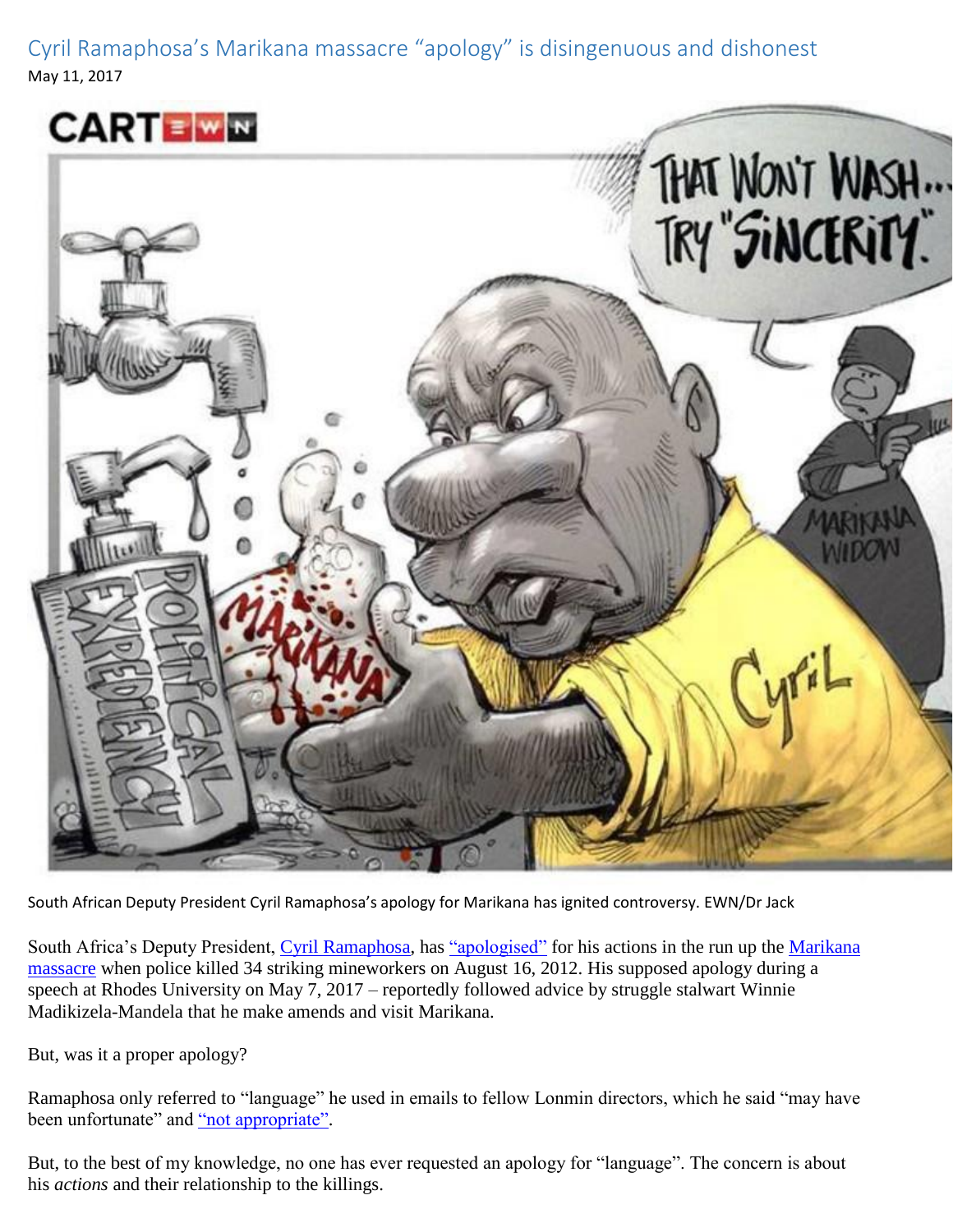# Cyril Ramaphosa's Marikana massacre "apology" is disingenuous and dishonest

May 11, 2017

South African Deputy President Cyril Ramaphosa's apology for Marikana has ignited controversy. EWN/Dr Jack

South Africa's Deputy President, Cyril Ramaphosa, has "apologised" for his actions in the run up the Marikana massacre when police killed 34 striking mineworkers on August 16, 2012. His supposed apology during a speech at Rhodes University on May 7, 2017 – reportedly followed advice by struggle stalwart Winnie Madikizela-Mandela that he make amends and visit Marikana.

But, was it a proper apology?

Ramaphosa only referred to "language" he used in emails to fellow Lonmin directors, which he said "may have been unfortunate" and "not appropriate".

But, to the best of my knowledge, no one has ever requested an apology for "language". The concern is about his *actions* and their relationship to the killings.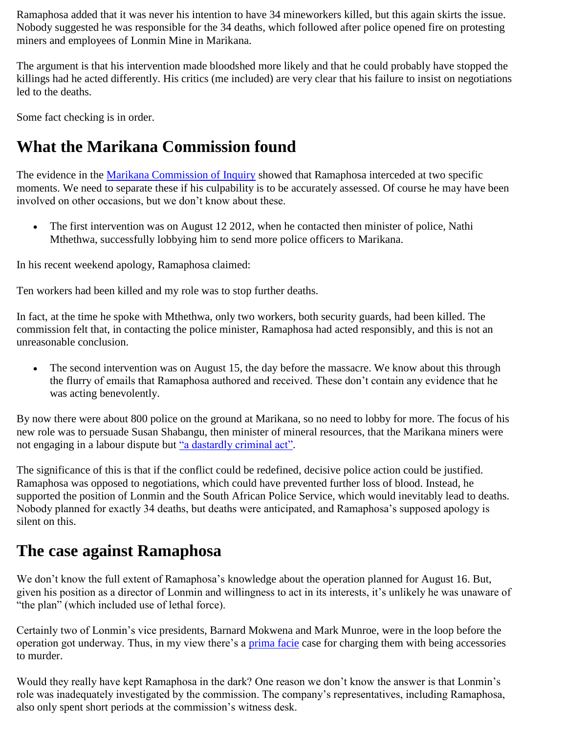Ramaphosa added that it was never his intention to have 34 mineworkers killed, but this again skirts the issue. Nobody suggested he was responsible for the 34 deaths, which followed after police opened fire on protesting miners and employees of Lonmin Mine in Marikana.

The argument is that his intervention made bloodshed more likely and that he could probably have stopped the killings had he acted differently. His critics (me included) are very clear that his failure to insist on negotiations led to the deaths.

Some fact checking is in order.

## What the Marikana Commission found

The evidence in the [Marikana Commission of Inquiry](#) showed that Ramaphosa interceded at two specific moments. We need to separate these if his culpability is to be accurately assessed. Of course he may have been involved on other occasions, but we don't know about these.

- The first intervention was on August 12 2012, when he contacted then minister of police, Nathi Mthethwa, successfully lobbying him to send more police officers to Marikana.

In his recent weekend apology, Ramaphosa claimed:

Ten workers had been killed and my role was to stop further deaths.

In fact, at the time he spoke with Mthethwa, only two workers, both security guards, had been killed. The commission felt that, in contacting the police minister, Ramaphosa had acted responsibly, and this is not an unreasonable conclusion.

- The second intervention was on August 15, the day before the massacre. We know about this through the flurry of emails that Ramaphosa authored and received. These don't contain any evidence that he was acting benevolently.

By now there were about 800 police on the ground at Marikana, so no need to lobby for more. The focus of his new role was to persuade Susan Shabangu, then minister of mineral resources, that the Marikana miners were not engaging in a labour dispute but ["a dastardly criminal act"](#).

The significance of this is that if the conflict could be redefined, decisive police action could be justified. Ramaphosa was opposed to negotiations, which could have prevented further loss of blood. Instead, he supported the position of Lonmin and the South African Police Service, which would inevitably lead to deaths. Nobody planned for exactly 34 deaths, but deaths were anticipated, and Ramaphosa's supposed apology is silent on this.

## The case against Ramaphosa

We don't know the full extent of Ramaphosa's knowledge about the operation planned for August 16. But, given his position as a director of Lonmin and willingness to act in its interests, it's unlikely he was unaware of "the plan" (which included use of lethal force).

Certainly two of Lonmin's vice presidents, Barnard Mokwena and Mark Munroe, were in the loop before the operation got underway. Thus, in my view there's a [prima facie](#) case for charging them with being accessories to murder.

Would they really have kept Ramaphosa in the dark? One reason we don't know the answer is that Lonmin's role was inadequately investigated by the commission. The company's representatives, including Ramaphosa, also only spent short periods at the commission's witness desk.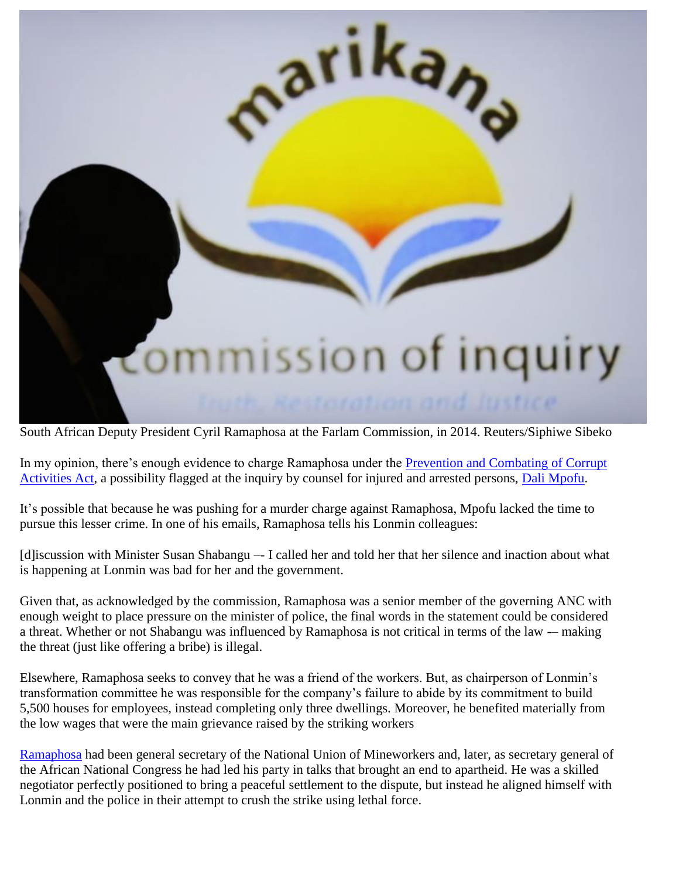South African Deputy President Cyril Ramaphosa at the Farlam Commission, in 2014. Reuters/Siphiwe Sibeko

In my opinion, there's enough evidence to charge Ramaphosa under the [Prevention and Combating of Corrupt Activities Act](), a possibility flagged at the inquiry by counsel for injured and arrested persons, [Dali Mpofu]().

It's possible that because he was pushing for a murder charge against Ramaphosa, Mpofu lacked the time to pursue this lesser crime. In one of his emails, Ramaphosa tells his Lonmin colleagues:

[d]iscussion with Minister Susan Shabangu –- I called her and told her that her silence and inaction about what is happening at Lonmin was bad for her and the government.

Given that, as acknowledged by the commission, Ramaphosa was a senior member of the governing ANC with enough weight to place pressure on the minister of police, the final words in the statement could be considered a threat. Whether or not Shabangu was influenced by Ramaphosa is not critical in terms of the law -– making the threat (just like offering a bribe) is illegal.

Elsewhere, Ramaphosa seeks to convey that he was a friend of the workers. But, as chairperson of Lonmin's transformation committee he was responsible for the company's failure to abide by its commitment to build 5,500 houses for employees, instead completing only three dwellings. Moreover, he benefited materially from the low wages that were the main grievance raised by the striking workers

[Ramaphosa]() had been general secretary of the National Union of Mineworkers and, later, as secretary general of the African National Congress he had led his party in talks that brought an end to apartheid. He was a skilled negotiator perfectly positioned to bring a peaceful settlement to the dispute, but instead he aligned himself with Lonmin and the police in their attempt to crush the strike using lethal force.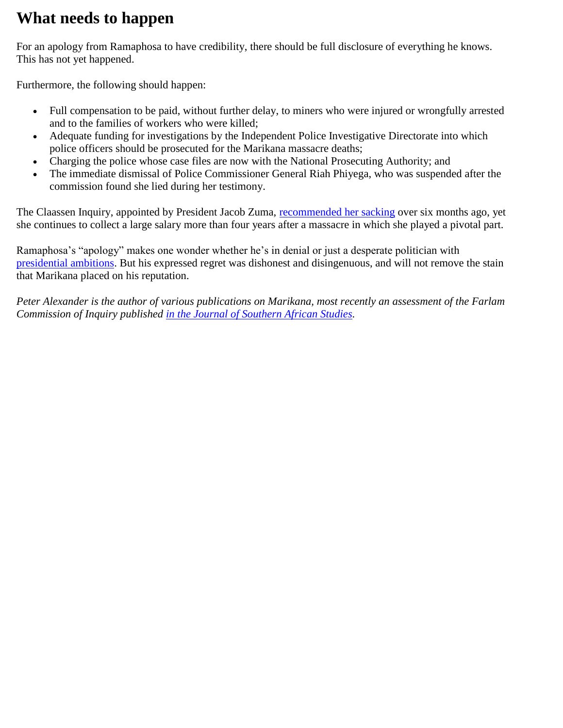# What needs to happen

For an apology from Ramaphosa to have credibility, there should be full disclosure of everything he knows. This has not yet happened.

Furthermore, the following should happen:

- Full compensation to be paid, without further delay, to miners who were injured or wrongfully arrested and to the families of workers who were killed;
- Adequate funding for investigations by the Independent Police Investigative Directorate into which police officers should be prosecuted for the Marikana massacre deaths;
- Charging the police whose case files are now with the National Prosecuting Authority; and
- The immediate dismissal of Police Commissioner General Riah Phiyega, who was suspended after the commission found she lied during her testimony.

The Claassen Inquiry, appointed by President Jacob Zuma, recommended her sacking over six months ago, yet she continues to collect a large salary more than four years after a massacre in which she played a pivotal part.

Ramaphosa's "apology" makes one wonder whether he's in denial or just a desperate politician with presidential ambitions. But his expressed regret was dishonest and disingenuous, and will not remove the stain that Marikana placed on his reputation.

*Peter Alexander is the author of various publications on Marikana, most recently an assessment of the Farlam Commission of Inquiry published in the Journal of Southern African Studies.*